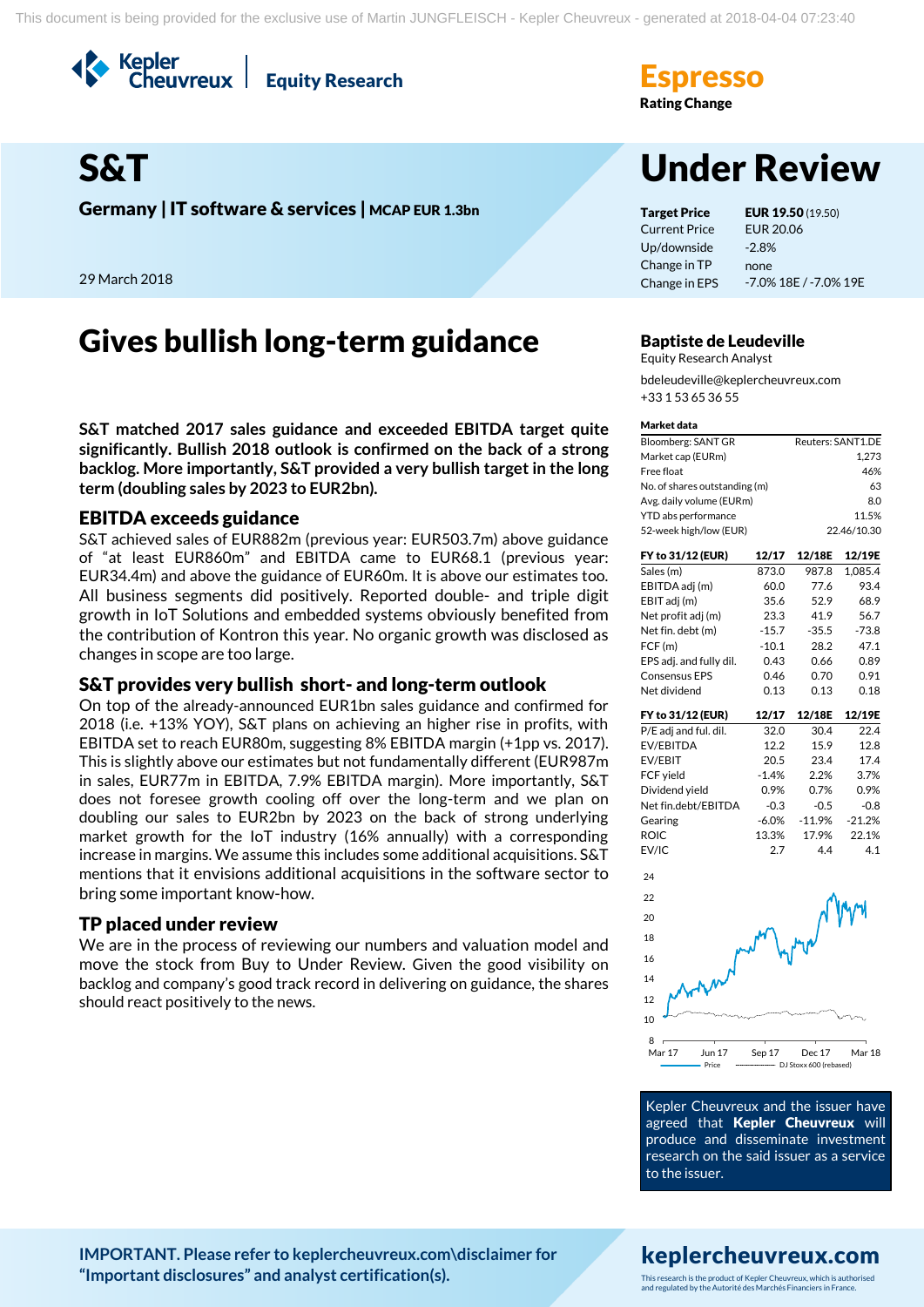# S&T

**Germany | IT software & services | MCAP EUR 1.3bn**

29 March 2018

**Espresso**
**Rating Change**

# Under Review

| | |
|---|---|
| **Target Price** | **EUR 19.50** (19.50) |
| Current Price | EUR 20.06 |
| Up/downside | -2.8% |
| Change in TP | none |
| Change in EPS | -7.0% 18E / -7.0% 19E |

## Gives bullish long-term guidance

**Baptiste de Leudeville**
Equity Research Analyst
bdeleudeville@keplercheuvreux.com
+33 1 53 65 36 55

**S&T matched 2017 sales guidance and exceeded EBITDA target quite significantly. Bullish 2018 outlook is confirmed on the back of a strong backlog. More importantly, S&T provided a very bullish target in the long term (doubling sales by 2023 to EUR2bn).**

### EBITDA exceeds guidance

S&T achieved sales of EUR882m (previous year: EUR503.7m) above guidance of "at least EUR860m" and EBITDA came to EUR68.1 (previous year: EUR34.4m) and above the guidance of EUR60m. It is above our estimates too. All business segments did positively. Reported double- and triple digit growth in IoT Solutions and embedded systems obviously benefited from the contribution of Kontron this year. No organic growth was disclosed as changes in scope are too large.

### S&T provides very bullish short- and long-term outlook

On top of the already-announced EUR1bn sales guidance and confirmed for 2018 (i.e. +13% YOY), S&T plans on achieving an higher rise in profits, with EBITDA set to reach EUR80m, suggesting 8% EBITDA margin (+1pp vs. 2017). This is slightly above our estimates but not fundamentally different (EUR987m in sales, EUR77m in EBITDA, 7.9% EBITDA margin). More importantly, S&T does not foresee growth cooling off over the long-term and we plan on doubling our sales to EUR2bn by 2023 on the back of strong underlying market growth for the IoT industry (16% annually) with a corresponding increase in margins. We assume this includes some additional acquisitions. S&T mentions that it envisions additional acquisitions in the software sector to bring some important know-how.

### TP placed under review

We are in the process of reviewing our numbers and valuation model and move the stock from Buy to Under Review. Given the good visibility on backlog and company's good track record in delivering on guidance, the shares should react positively to the news.

**Market data**

| | |
|---|---|
| Bloomberg: SANT GR | Reuters: SANT1.DE |
| Market cap (EURm) | 1,273 |
| Free float | 46% |
| No. of shares outstanding (m) | 63 |
| Avg. daily volume (EURm) | 8.0 |
| YTD abs performance | 11.5% |
| 52-week high/low (EUR) | 22.46/10.30 |

| FY to 31/12 (EUR) | 12/17 | 12/18E | 12/19E |
|---|---|---|---|
| Sales (m) | 873.0 | 987.8 | 1,085.4 |
| EBITDA adj (m) | 60.0 | 77.6 | 93.4 |
| EBIT adj (m) | 35.6 | 52.9 | 68.9 |
| Net profit adj (m) | 23.3 | 41.9 | 56.7 |
| Net fin. debt (m) | -15.7 | -35.5 | -73.8 |
| FCF (m) | -10.1 | 28.2 | 47.1 |
| EPS adj. and fully dil. | 0.43 | 0.66 | 0.89 |
| Consensus EPS | 0.46 | 0.70 | 0.91 |
| Net dividend | 0.13 | 0.13 | 0.18 |

| FY to 31/12 (EUR) | 12/17 | 12/18E | 12/19E |
|---|---|---|---|
| P/E adj and ful. dil. | 32.0 | 30.4 | 22.4 |
| EV/EBITDA | 12.2 | 15.9 | 12.8 |
| EV/EBIT | 20.5 | 23.4 | 17.4 |
| FCF yield | -1.4% | 2.2% | 3.7% |
| Dividend yield | 0.9% | 0.7% | 0.9% |
| Net fin.debt/EBITDA | -0.3 | -0.5 | -0.8 |
| Gearing | -6.0% | -11.9% | -21.2% |
| ROIC | 13.3% | 17.9% | 22.1% |
| EV/IC | 2.7 | 4.4 | 4.1 |

Kepler Cheuvreux and the issuer have agreed that **Kepler Cheuvreux** will produce and disseminate investment research on the said issuer as a service to the issuer.

**IMPORTANT. Please refer to keplercheuvreux.com\disclaimer for "Important disclosures" and analyst certification(s).**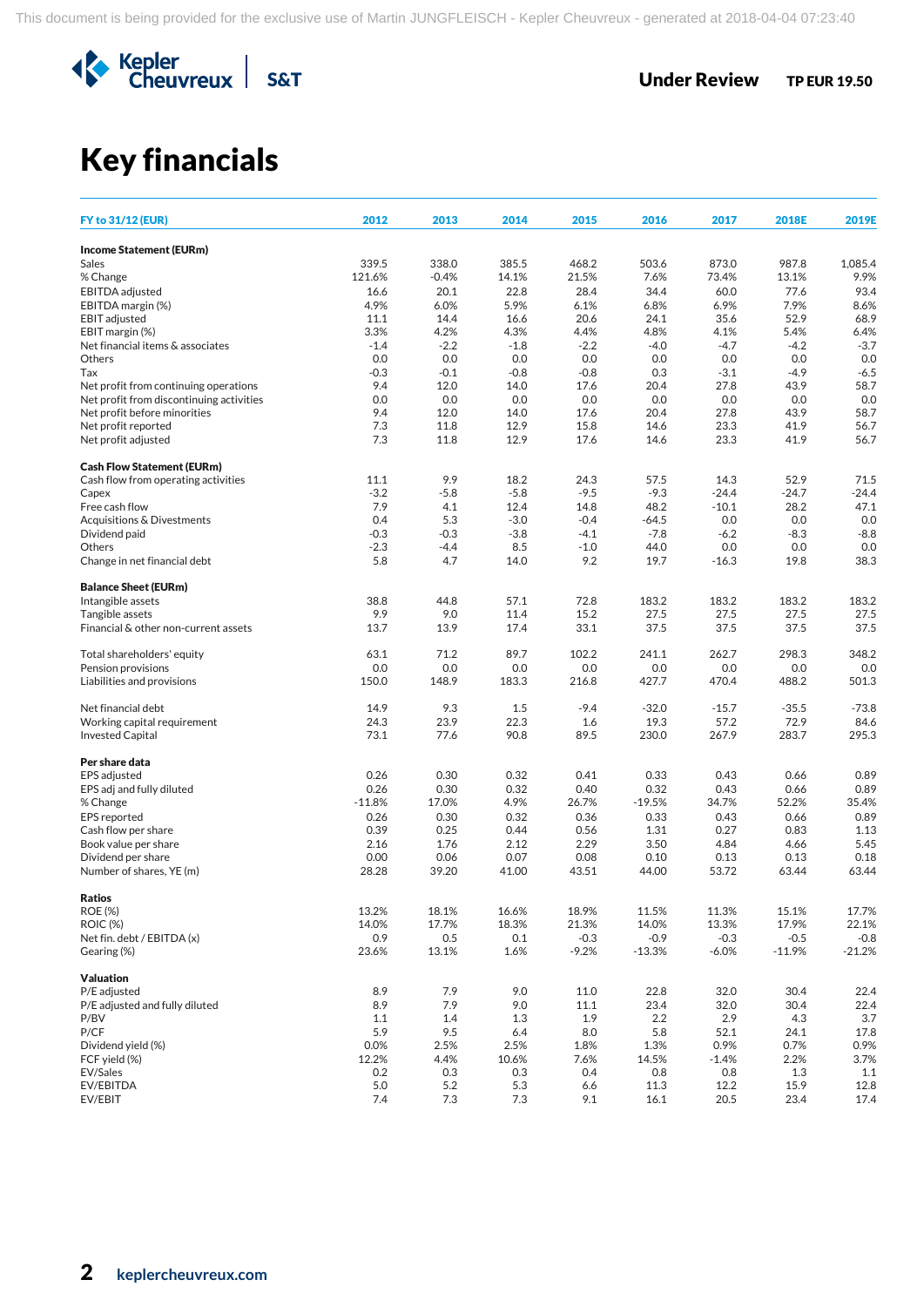Under Review **TP EUR 19.50**

# Key financials

| FY to 31/12 (EUR) | 2012 | 2013 | 2014 | 2015 | 2016 | 2017 | 2018E | 2019E |
|---|---|---|---|---|---|---|---|---|
| **Income Statement (EURm)** | | | | | | | | |
| Sales | 339.5 | 338.0 | 385.5 | 468.2 | 503.6 | 873.0 | 987.8 | 1,085.4 |
| % Change | 121.6% | -0.4% | 14.1% | 21.5% | 7.6% | 73.4% | 13.1% | 9.9% |
| EBITDA adjusted | 16.6 | 20.1 | 22.8 | 28.4 | 34.4 | 60.0 | 77.6 | 93.4 |
| EBITDA margin (%) | 4.9% | 6.0% | 5.9% | 6.1% | 6.8% | 6.9% | 7.9% | 8.6% |
| EBIT adjusted | 11.1 | 14.4 | 16.6 | 20.6 | 24.1 | 35.6 | 52.9 | 68.9 |
| EBIT margin (%) | 3.3% | 4.2% | 4.3% | 4.4% | 4.8% | 4.1% | 5.4% | 6.4% |
| Net financial items & associates | -1.4 | -2.2 | -1.8 | -2.2 | -4.0 | -4.7 | -4.2 | -3.7 |
| Others | 0.0 | 0.0 | 0.0 | 0.0 | 0.0 | 0.0 | 0.0 | 0.0 |
| Tax | -0.3 | -0.1 | -0.8 | -0.8 | 0.3 | -3.1 | -4.9 | -6.5 |
| Net profit from continuing operations | 9.4 | 12.0 | 14.0 | 17.6 | 20.4 | 27.8 | 43.9 | 58.7 |
| Net profit from discontinuing activities | 0.0 | 0.0 | 0.0 | 0.0 | 0.0 | 0.0 | 0.0 | 0.0 |
| Net profit before minorities | 9.4 | 12.0 | 14.0 | 17.6 | 20.4 | 27.8 | 43.9 | 58.7 |
| Net profit reported | 7.3 | 11.8 | 12.9 | 15.8 | 14.6 | 23.3 | 41.9 | 56.7 |
| Net profit adjusted | 7.3 | 11.8 | 12.9 | 17.6 | 14.6 | 23.3 | 41.9 | 56.7 |
| **Cash Flow Statement (EURm)** | | | | | | | | |
| Cash flow from operating activities | 11.1 | 9.9 | 18.2 | 24.3 | 57.5 | 14.3 | 52.9 | 71.5 |
| Capex | -3.2 | -5.8 | -5.8 | -9.5 | -9.3 | -24.4 | -24.7 | -24.4 |
| Free cash flow | 7.9 | 4.1 | 12.4 | 14.8 | 48.2 | -10.1 | 28.2 | 47.1 |
| Acquisitions & Divestments | 0.4 | 5.3 | -3.0 | -0.4 | -64.5 | 0.0 | 0.0 | 0.0 |
| Dividend paid | -0.3 | -0.3 | -3.8 | -4.1 | -7.8 | -6.2 | -8.3 | -8.8 |
| Others | -2.3 | -4.4 | 8.5 | -1.0 | 44.0 | 0.0 | 0.0 | 0.0 |
| Change in net financial debt | 5.8 | 4.7 | 14.0 | 9.2 | 19.7 | -16.3 | 19.8 | 38.3 |
| **Balance Sheet (EURm)** | | | | | | | | |
| Intangible assets | 38.8 | 44.8 | 57.1 | 72.8 | 183.2 | 183.2 | 183.2 | 183.2 |
| Tangible assets | 9.9 | 9.0 | 11.4 | 15.2 | 27.5 | 27.5 | 27.5 | 27.5 |
| Financial & other non-current assets | 13.7 | 13.9 | 17.4 | 33.1 | 37.5 | 37.5 | 37.5 | 37.5 |
| Total shareholders' equity | 63.1 | 71.2 | 89.7 | 102.2 | 241.1 | 262.7 | 298.3 | 348.2 |
| Pension provisions | 0.0 | 0.0 | 0.0 | 0.0 | 0.0 | 0.0 | 0.0 | 0.0 |
| Liabilities and provisions | 150.0 | 148.9 | 183.3 | 216.8 | 427.7 | 470.4 | 488.2 | 501.3 |
| Net financial debt | 14.9 | 9.3 | 1.5 | -9.4 | -32.0 | -15.7 | -35.5 | -73.8 |
| Working capital requirement | 24.3 | 23.9 | 22.3 | 1.6 | 19.3 | 57.2 | 72.9 | 84.6 |
| Invested Capital | 73.1 | 77.6 | 90.8 | 89.5 | 230.0 | 267.9 | 283.7 | 295.3 |
| **Per share data** | | | | | | | | |
| EPS adjusted | 0.26 | 0.30 | 0.32 | 0.41 | 0.33 | 0.43 | 0.66 | 0.89 |
| EPS adj and fully diluted | 0.26 | 0.30 | 0.32 | 0.40 | 0.32 | 0.43 | 0.66 | 0.89 |
| % Change | -11.8% | 17.0% | 4.9% | 26.7% | -19.5% | 34.7% | 52.2% | 35.4% |
| EPS reported | 0.26 | 0.30 | 0.32 | 0.36 | 0.33 | 0.43 | 0.66 | 0.89 |
| Cash flow per share | 0.39 | 0.25 | 0.44 | 0.56 | 1.31 | 0.27 | 0.83 | 1.13 |
| Book value per share | 2.16 | 1.76 | 2.12 | 2.29 | 3.50 | 4.84 | 4.66 | 5.45 |
| Dividend per share | 0.00 | 0.06 | 0.07 | 0.08 | 0.10 | 0.13 | 0.13 | 0.18 |
| Number of shares, YE (m) | 28.28 | 39.20 | 41.00 | 43.51 | 44.00 | 53.72 | 63.44 | 63.44 |
| **Ratios** | | | | | | | | |
| ROE (%) | 13.2% | 18.1% | 16.6% | 18.9% | 11.5% | 11.3% | 15.1% | 17.7% |
| ROIC (%) | 14.0% | 17.7% | 18.3% | 21.3% | 14.0% | 13.3% | 17.9% | 22.1% |
| Net fin. debt / EBITDA (x) | 0.9 | 0.5 | 0.1 | -0.3 | -0.9 | -0.3 | -0.5 | -0.8 |
| Gearing (%) | 23.6% | 13.1% | 1.6% | -9.2% | -13.3% | -6.0% | -11.9% | -21.2% |
| **Valuation** | | | | | | | | |
| P/E adjusted | 8.9 | 7.9 | 9.0 | 11.0 | 22.8 | 32.0 | 30.4 | 22.4 |
| P/E adjusted and fully diluted | 8.9 | 7.9 | 9.0 | 11.1 | 23.4 | 32.0 | 30.4 | 22.4 |
| P/BV | 1.1 | 1.4 | 1.3 | 1.9 | 2.2 | 2.9 | 4.3 | 3.7 |
| P/CF | 5.9 | 9.5 | 6.4 | 8.0 | 5.8 | 52.1 | 24.1 | 17.8 |
| Dividend yield (%) | 0.0% | 2.5% | 2.5% | 1.8% | 1.3% | 0.9% | 0.7% | 0.9% |
| FCF yield (%) | 12.2% | 4.4% | 10.6% | 7.6% | 14.5% | -1.4% | 2.2% | 3.7% |
| EV/Sales | 0.2 | 0.3 | 0.3 | 0.4 | 0.8 | 0.8 | 1.3 | 1.1 |
| EV/EBITDA | 5.0 | 5.2 | 5.3 | 6.6 | 11.3 | 12.2 | 15.9 | 12.8 |
| EV/EBIT | 7.4 | 7.3 | 7.3 | 9.1 | 16.1 | 20.5 | 23.4 | 17.4 |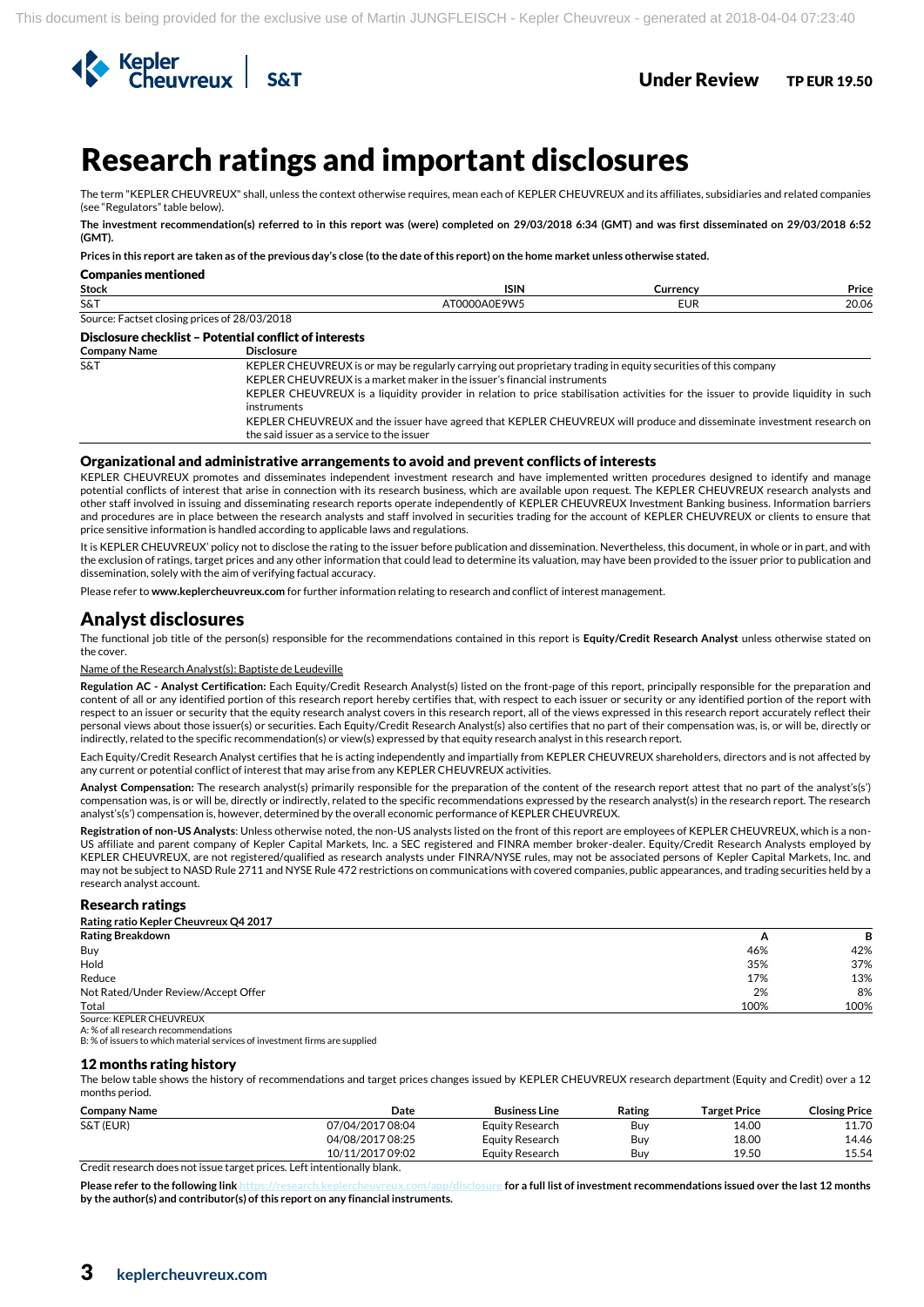# Research ratings and important disclosures

The term "KEPLER CHEUVREUX" shall, unless the context otherwise requires, mean each of KEPLER CHEUVREUX and its affiliates, subsidiaries and related companies (see "Regulators" table below).

**The investment recommendation(s) referred to in this report was (were) completed on 29/03/2018 6:34 (GMT) and was first disseminated on 29/03/2018 6:52 (GMT).**

**Prices in this report are taken as of the previous day's close (to the date of this report) on the home market unless otherwise stated.**

### Companies mentioned

| Stock | ISIN | Currency | Price |
|---|---|---|---|
| S&T | AT0000A0E9W5 | EUR | 20.06 |

Source: Factset closing prices of 28/03/2018

### Disclosure checklist – Potential conflict of interests

| Company Name | Disclosure |
|---|---|
| S&T | KEPLER CHEUVREUX is or may be regularly carrying out proprietary trading in equity securities of this company |
| | KEPLER CHEUVREUX is a market maker in the issuer's financial instruments |
| | KEPLER CHEUVREUX is a liquidity provider in relation to price stabilisation activities for the issuer to provide liquidity in such instruments |
| | KEPLER CHEUVREUX and the issuer have agreed that KEPLER CHEUVREUX will produce and disseminate investment research on the said issuer as a service to the issuer |

### Organizational and administrative arrangements to avoid and prevent conflicts of interests

KEPLER CHEUVREUX promotes and disseminates independent investment research and have implemented written procedures designed to identify and manage potential conflicts of interest that arise in connection with its research business, which are available upon request. The KEPLER CHEUVREUX research analysts and other staff involved in issuing and disseminating research reports operate independently of KEPLER CHEUVREUX Investment Banking business. Information barriers and procedures are in place between the research analysts and staff involved in securities trading for the account of KEPLER CHEUVREUX or clients to ensure that price sensitive information is handled according to applicable laws and regulations.

It is KEPLER CHEUVREUX' policy not to disclose the rating to the issuer before publication and dissemination. Nevertheless, this document, in whole or in part, and with the exclusion of ratings, target prices and any other information that could lead to determine its valuation, may have been provided to the issuer prior to publication and dissemination, solely with the aim of verifying factual accuracy.

Please refer to **www.keplercheuvreux.com** for further information relating to research and conflict of interest management.

## Analyst disclosures

The functional job title of the person(s) responsible for the recommendations contained in this report is **Equity/Credit Research Analyst** unless otherwise stated on the cover.

Name of the Research Analyst(s): Baptiste de Leudeville

**Regulation AC - Analyst Certification:** Each Equity/Credit Research Analyst(s) listed on the front-page of this report, principally responsible for the preparation and content of all or any identified portion of this research report hereby certifies that, with respect to each issuer or security or any identified portion of the report with respect to an issuer or security that the equity research analyst covers in this research report, all of the views expressed in this research report accurately reflect their personal views about those issuer(s) or securities. Each Equity/Credit Research Analyst(s) also certifies that no part of their compensation was, is, or will be, directly or indirectly, related to the specific recommendation(s) or view(s) expressed by that equity research analyst in this research report.

Each Equity/Credit Research Analyst certifies that he is acting independently and impartially from KEPLER CHEUVREUX shareholders, directors and is not affected by any current or potential conflict of interest that may arise from any KEPLER CHEUVREUX activities.

**Analyst Compensation:** The research analyst(s) primarily responsible for the preparation of the content of the research report attest that no part of the analyst's(s') compensation was, is or will be, directly or indirectly, related to the specific recommendations expressed by the research analyst(s) in the research report. The research analyst's(s') compensation is, however, determined by the overall economic performance of KEPLER CHEUVREUX.

**Registration of non-US Analysts**: Unless otherwise noted, the non-US analysts listed on the front of this report are employees of KEPLER CHEUVREUX, which is a non-US affiliate and parent company of Kepler Capital Markets, Inc. a SEC registered and FINRA member broker-dealer. Equity/Credit Research Analysts employed by KEPLER CHEUVREUX, are not registered/qualified as research analysts under FINRA/NYSE rules, may not be associated persons of Kepler Capital Markets, Inc. and may not be subject to NASD Rule 2711 and NYSE Rule 472 restrictions on communications with covered companies, public appearances, and trading securities held by a research analyst account.

### Research ratings

**Rating ratio Kepler Cheuvreux Q4 2017**

| Rating Breakdown | A | B |
|---|---|---|
| Buy | 46% | 42% |
| Hold | 35% | 37% |
| Reduce | 17% | 13% |
| Not Rated/Under Review/Accept Offer | 2% | 8% |
| Total | 100% | 100% |

Source: KEPLER CHEUVREUX
A: % of all research recommendations
B: % of issuers to which material services of investment firms are supplied

### 12 months rating history

The below table shows the history of recommendations and target prices changes issued by KEPLER CHEUVREUX research department (Equity and Credit) over a 12 months period.

| Company Name | Date | Business Line | Rating | Target Price | Closing Price |
|---|---|---|---|---|---|
| S&T (EUR) | 07/04/2017 08:04 | Equity Research | Buy | 14.00 | 11.70 |
| | 04/08/2017 08:25 | Equity Research | Buy | 18.00 | 14.46 |
| | 10/11/2017 09:02 | Equity Research | Buy | 19.50 | 15.54 |

Credit research does not issue target prices. Left intentionally blank.

**Please refer to the following link https://research.keplercheuvreux.com/app/disclosure for a full list of investment recommendations issued over the last 12 months by the author(s) and contributor(s) of this report on any financial instruments.**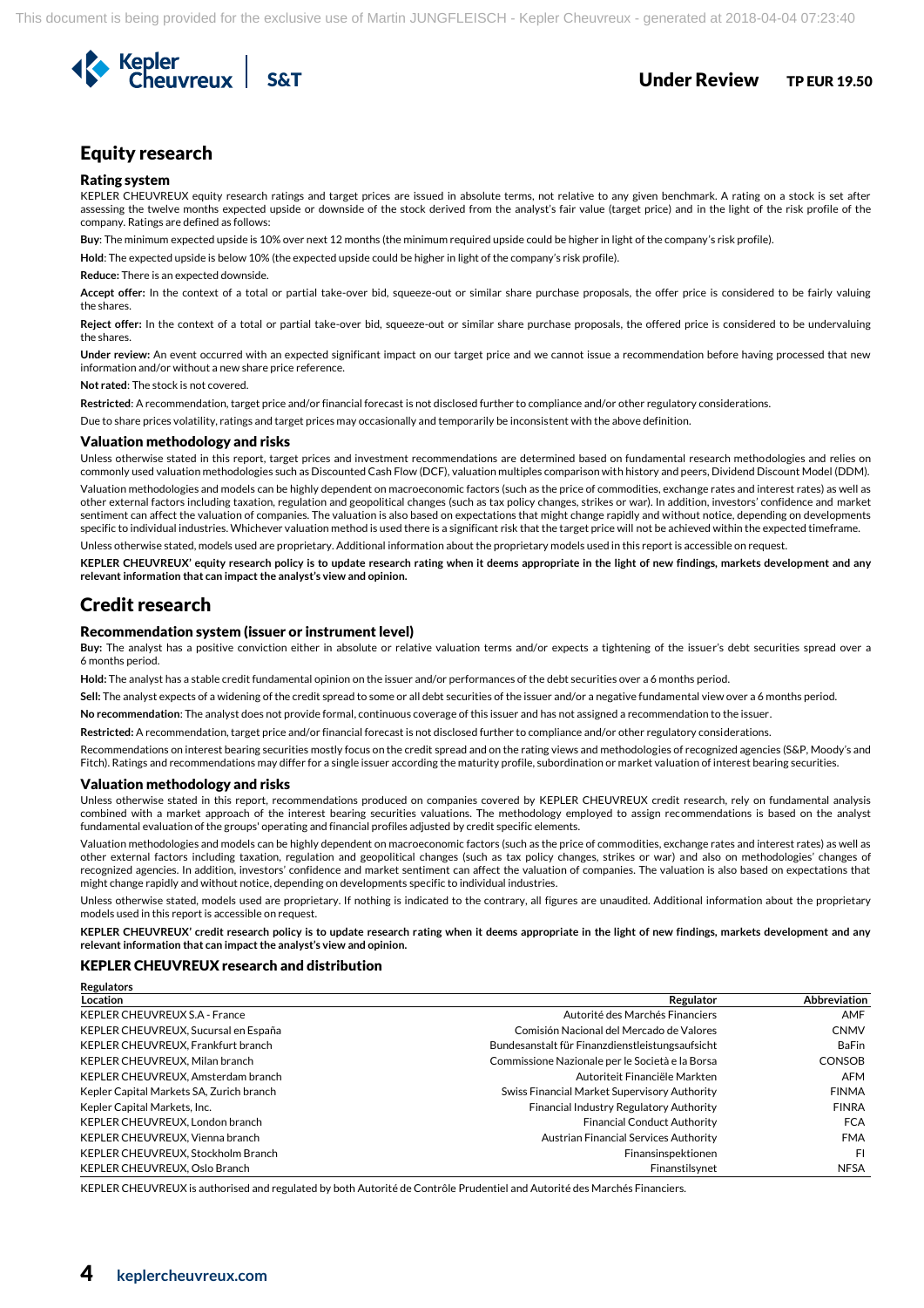# Equity research

### Rating system

KEPLER CHEUVREUX equity research ratings and target prices are issued in absolute terms, not relative to any given benchmark. A rating on a stock is set after assessing the twelve months expected upside or downside of the stock derived from the analyst's fair value (target price) and in the light of the risk profile of the company. Ratings are defined as follows:

**Buy**: The minimum expected upside is 10% over next 12 months (the minimum required upside could be higher in light of the company's risk profile).

**Hold**: The expected upside is below 10% (the expected upside could be higher in light of the company's risk profile).

**Reduce:** There is an expected downside.

**Accept offer:** In the context of a total or partial take-over bid, squeeze-out or similar share purchase proposals, the offer price is considered to be fairly valuing the shares.

**Reject offer:** In the context of a total or partial take-over bid, squeeze-out or similar share purchase proposals, the offered price is considered to be undervaluing the shares.

**Under review:** An event occurred with an expected significant impact on our target price and we cannot issue a recommendation before having processed that new information and/or without a new share price reference.

**Not rated**: The stock is not covered.

**Restricted**: A recommendation, target price and/or financial forecast is not disclosed further to compliance and/or other regulatory considerations.

Due to share prices volatility, ratings and target prices may occasionally and temporarily be inconsistent with the above definition.

### Valuation methodology and risks

Unless otherwise stated in this report, target prices and investment recommendations are determined based on fundamental research methodologies and relies on commonly used valuation methodologies such as Discounted Cash Flow (DCF), valuation multiples comparison with history and peers, Dividend Discount Model (DDM).

Valuation methodologies and models can be highly dependent on macroeconomic factors (such as the price of commodities, exchange rates and interest rates) as well as other external factors including taxation, regulation and geopolitical changes (such as tax policy changes, strikes or war). In addition, investors' confidence and market sentiment can affect the valuation of companies. The valuation is also based on expectations that might change rapidly and without notice, depending on developments specific to individual industries. Whichever valuation method is used there is a significant risk that the target price will not be achieved within the expected timeframe.

Unless otherwise stated, models used are proprietary. Additional information about the proprietary models used in this report is accessible on request.

**KEPLER CHEUVREUX' equity research policy is to update research rating when it deems appropriate in the light of new findings, markets development and any relevant information that can impact the analyst's view and opinion.**

# Credit research

### Recommendation system (issuer or instrument level)

**Buy:** The analyst has a positive conviction either in absolute or relative valuation terms and/or expects a tightening of the issuer's debt securities spread over a 6 months period.

**Hold:** The analyst has a stable credit fundamental opinion on the issuer and/or performances of the debt securities over a 6 months period.

**Sell:** The analyst expects of a widening of the credit spread to some or all debt securities of the issuer and/or a negative fundamental view over a 6 months period.

**No recommendation**: The analyst does not provide formal, continuous coverage of this issuer and has not assigned a recommendation to the issuer.

**Restricted:** A recommendation, target price and/or financial forecast is not disclosed further to compliance and/or other regulatory considerations.

Recommendations on interest bearing securities mostly focus on the credit spread and on the rating views and methodologies of recognized agencies (S&P, Moody's and Fitch). Ratings and recommendations may differ for a single issuer according the maturity profile, subordination or market valuation of interest bearing securities.

### Valuation methodology and risks

Unless otherwise stated in this report, recommendations produced on companies covered by KEPLER CHEUVREUX credit research, rely on fundamental analysis combined with a market approach of the interest bearing securities valuations. The methodology employed to assign recommendations is based on the analyst fundamental evaluation of the groups' operating and financial profiles adjusted by credit specific elements.

Valuation methodologies and models can be highly dependent on macroeconomic factors (such as the price of commodities, exchange rates and interest rates) as well as other external factors including taxation, regulation and geopolitical changes (such as tax policy changes, strikes or war) and also on methodologies' changes of recognized agencies. In addition, investors' confidence and market sentiment can affect the valuation of companies. The valuation is also based on expectations that might change rapidly and without notice, depending on developments specific to individual industries.

Unless otherwise stated, models used are proprietary. If nothing is indicated to the contrary, all figures are unaudited. Additional information about the proprietary models used in this report is accessible on request.

**KEPLER CHEUVREUX' credit research policy is to update research rating when it deems appropriate in the light of new findings, markets development and any relevant information that can impact the analyst's view and opinion.**

### KEPLER CHEUVREUX research and distribution

**Regulators**

| Location | Regulator | Abbreviation |
|---|---|---|
| KEPLER CHEUVREUX S.A - France | Autorité des Marchés Financiers | AMF |
| KEPLER CHEUVREUX, Sucursal en España | Comisión Nacional del Mercado de Valores | CNMV |
| KEPLER CHEUVREUX, Frankfurt branch | Bundesanstalt für Finanzdienstleistungsaufsicht | BaFin |
| KEPLER CHEUVREUX, Milan branch | Commissione Nazionale per le Società e la Borsa | CONSOB |
| KEPLER CHEUVREUX, Amsterdam branch | Autoriteit Financiële Markten | AFM |
| Kepler Capital Markets SA, Zurich branch | Swiss Financial Market Supervisory Authority | FINMA |
| Kepler Capital Markets, Inc. | Financial Industry Regulatory Authority | FINRA |
| KEPLER CHEUVREUX, London branch | Financial Conduct Authority | FCA |
| KEPLER CHEUVREUX, Vienna branch | Austrian Financial Services Authority | FMA |
| KEPLER CHEUVREUX, Stockholm Branch | Finansinspektionen | FI |
| KEPLER CHEUVREUX, Oslo Branch | Finanstilsynet | NFSA |

KEPLER CHEUVREUX is authorised and regulated by both Autorité de Contrôle Prudentiel and Autorité des Marchés Financiers.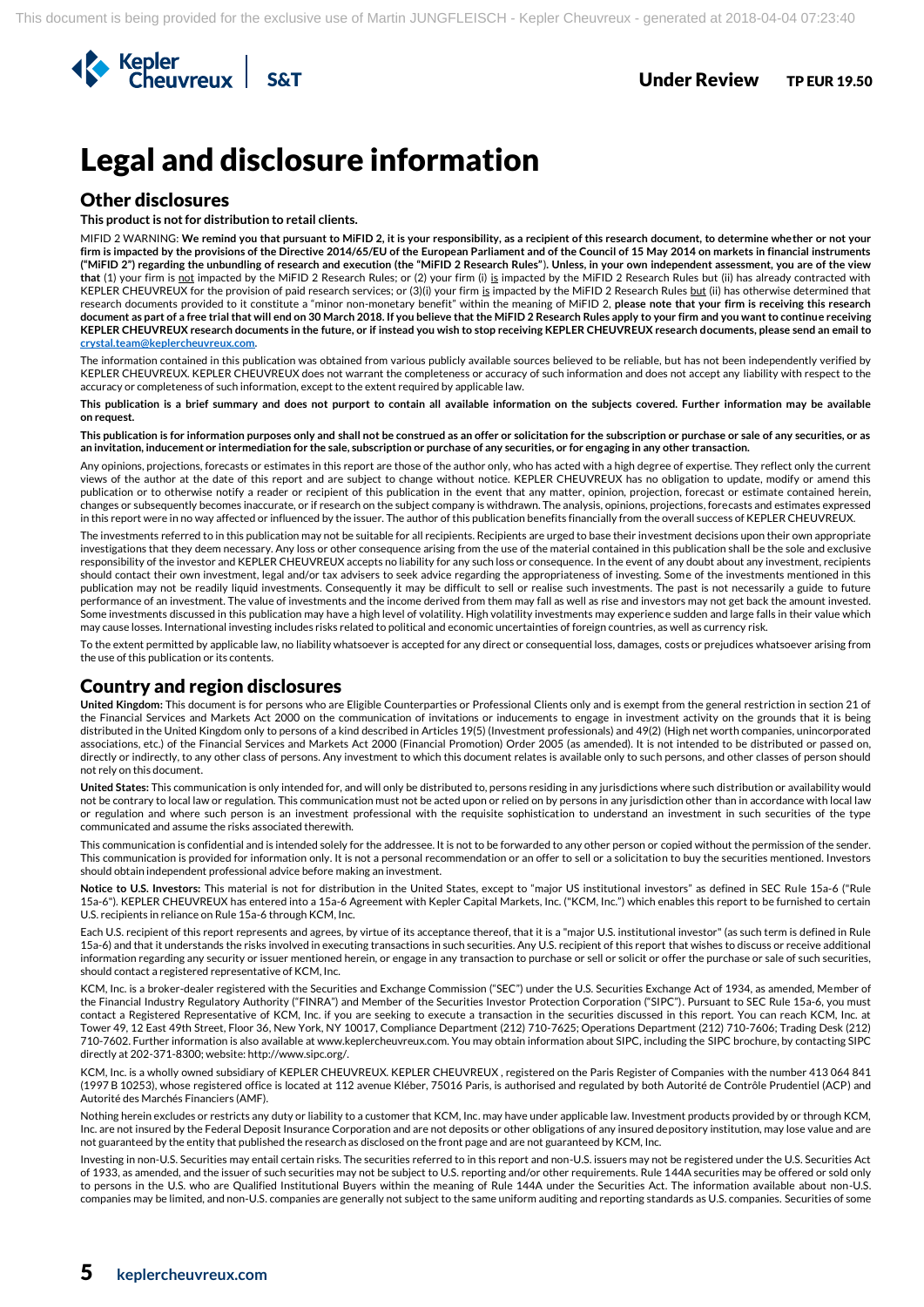# Legal and disclosure information

## Other disclosures

**This product is not for distribution to retail clients.**

MIFID 2 WARNING: **We remind you that pursuant to MiFID 2, it is your responsibility, as a recipient of this research document, to determine whether or not your firm is impacted by the provisions of the Directive 2014/65/EU of the European Parliament and of the Council of 15 May 2014 on markets in financial instruments ("MiFID 2") regarding the unbundling of research and execution (the "MiFID 2 Research Rules"). Unless, in your own independent assessment, you are of the view that** (1) your firm is not impacted by the MiFID 2 Research Rules; or (2) your firm (i) is impacted by the MiFID 2 Research Rules but (ii) has already contracted with KEPLER CHEUVREUX for the provision of paid research services; or (3)(i) your firm is impacted by the MiFID 2 Research Rules but (ii) has otherwise determined that research documents provided to it constitute a "minor non-monetary benefit" within the meaning of MiFID 2, **please note that your firm is receiving this research document as part of a free trial that will end on 30 March 2018. If you believe that the MiFID 2 Research Rules apply to your firm and you want to continue receiving KEPLER CHEUVREUX research documents in the future, or if instead you wish to stop receiving KEPLER CHEUVREUX research documents, please send an email to crystal.team@keplercheuvreux.com.**

The information contained in this publication was obtained from various publicly available sources believed to be reliable, but has not been independently verified by KEPLER CHEUVREUX. KEPLER CHEUVREUX does not warrant the completeness or accuracy of such information and does not accept any liability with respect to the accuracy or completeness of such information, except to the extent required by applicable law.

**This publication is a brief summary and does not purport to contain all available information on the subjects covered. Further information may be available on request.**

**This publication is for information purposes only and shall not be construed as an offer or solicitation for the subscription or purchase or sale of any securities, or as an invitation, inducement or intermediation for the sale, subscription or purchase of any securities, or for engaging in any other transaction.**

Any opinions, projections, forecasts or estimates in this report are those of the author only, who has acted with a high degree of expertise. They reflect only the current views of the author at the date of this report and are subject to change without notice. KEPLER CHEUVREUX has no obligation to update, modify or amend this publication or to otherwise notify a reader or recipient of this publication in the event that any matter, opinion, projection, forecast or estimate contained herein, changes or subsequently becomes inaccurate, or if research on the subject company is withdrawn. The analysis, opinions, projections, forecasts and estimates expressed in this report were in no way affected or influenced by the issuer. The author of this publication benefits financially from the overall success of KEPLER CHEUVREUX.

The investments referred to in this publication may not be suitable for all recipients. Recipients are urged to base their investment decisions upon their own appropriate investigations that they deem necessary. Any loss or other consequence arising from the use of the material contained in this publication shall be the sole and exclusive responsibility of the investor and KEPLER CHEUVREUX accepts no liability for any such loss or consequence. In the event of any doubt about any investment, recipients should contact their own investment, legal and/or tax advisers to seek advice regarding the appropriateness of investing. Some of the investments mentioned in this publication may not be readily liquid investments. Consequently it may be difficult to sell or realise such investments. The past is not necessarily a guide to future performance of an investment. The value of investments and the income derived from them may fall as well as rise and investors may not get back the amount invested. Some investments discussed in this publication may have a high level of volatility. High volatility investments may experience sudden and large falls in their value which may cause losses. International investing includes risks related to political and economic uncertainties of foreign countries, as well as currency risk.

To the extent permitted by applicable law, no liability whatsoever is accepted for any direct or consequential loss, damages, costs or prejudices whatsoever arising from the use of this publication or its contents.

## Country and region disclosures

**United Kingdom:** This document is for persons who are Eligible Counterparties or Professional Clients only and is exempt from the general restriction in section 21 of the Financial Services and Markets Act 2000 on the communication of invitations or inducements to engage in investment activity on the grounds that it is being distributed in the United Kingdom only to persons of a kind described in Articles 19(5) (Investment professionals) and 49(2) (High net worth companies, unincorporated associations, etc.) of the Financial Services and Markets Act 2000 (Financial Promotion) Order 2005 (as amended). It is not intended to be distributed or passed on, directly or indirectly, to any other class of persons. Any investment to which this document relates is available only to such persons, and other classes of person should not rely on this document.

**United States:** This communication is only intended for, and will only be distributed to, persons residing in any jurisdictions where such distribution or availability would not be contrary to local law or regulation. This communication must not be acted upon or relied on by persons in any jurisdiction other than in accordance with local law or regulation and where such person is an investment professional with the requisite sophistication to understand an investment in such securities of the type communicated and assume the risks associated therewith.

This communication is confidential and is intended solely for the addressee. It is not to be forwarded to any other person or copied without the permission of the sender. This communication is provided for information only. It is not a personal recommendation or an offer to sell or a solicitation to buy the securities mentioned. Investors should obtain independent professional advice before making an investment.

**Notice to U.S. Investors:** This material is not for distribution in the United States, except to "major US institutional investors" as defined in SEC Rule 15a-6 ("Rule 15a-6"). KEPLER CHEUVREUX has entered into a 15a-6 Agreement with Kepler Capital Markets, Inc. ("KCM, Inc.") which enables this report to be furnished to certain U.S. recipients in reliance on Rule 15a-6 through KCM, Inc.

Each U.S. recipient of this report represents and agrees, by virtue of its acceptance thereof, that it is a "major U.S. institutional investor" (as such term is defined in Rule 15a-6) and that it understands the risks involved in executing transactions in such securities. Any U.S. recipient of this report that wishes to discuss or receive additional information regarding any security or issuer mentioned herein, or engage in any transaction to purchase or sell or solicit or offer the purchase or sale of such securities, should contact a registered representative of KCM, Inc.

KCM, Inc. is a broker-dealer registered with the Securities and Exchange Commission ("SEC") under the U.S. Securities Exchange Act of 1934, as amended, Member of the Financial Industry Regulatory Authority ("FINRA") and Member of the Securities Investor Protection Corporation ("SIPC"). Pursuant to SEC Rule 15a-6, you must contact a Registered Representative of KCM, Inc. if you are seeking to execute a transaction in the securities discussed in this report. You can reach KCM, Inc. at Tower 49, 12 East 49th Street, Floor 36, New York, NY 10017, Compliance Department (212) 710-7625; Operations Department (212) 710-7606; Trading Desk (212) 710-7602. Further information is also available at www.keplercheuvreux.com. You may obtain information about SIPC, including the SIPC brochure, by contacting SIPC directly at 202-371-8300; website: http://www.sipc.org/.

KCM, Inc. is a wholly owned subsidiary of KEPLER CHEUVREUX. KEPLER CHEUVREUX , registered on the Paris Register of Companies with the number 413 064 841 (1997 B 10253), whose registered office is located at 112 avenue Kléber, 75016 Paris, is authorised and regulated by both Autorité de Contrôle Prudentiel (ACP) and Autorité des Marchés Financiers (AMF).

Nothing herein excludes or restricts any duty or liability to a customer that KCM, Inc. may have under applicable law. Investment products provided by or through KCM, Inc. are not insured by the Federal Deposit Insurance Corporation and are not deposits or other obligations of any insured depository institution, may lose value and are not guaranteed by the entity that published the research as disclosed on the front page and are not guaranteed by KCM, Inc.

Investing in non-U.S. Securities may entail certain risks. The securities referred to in this report and non-U.S. issuers may not be registered under the U.S. Securities Act of 1933, as amended, and the issuer of such securities may not be subject to U.S. reporting and/or other requirements. Rule 144A securities may be offered or sold only to persons in the U.S. who are Qualified Institutional Buyers within the meaning of Rule 144A under the Securities Act. The information available about non-U.S. companies may be limited, and non-U.S. companies are generally not subject to the same uniform auditing and reporting standards as U.S. companies. Securities of some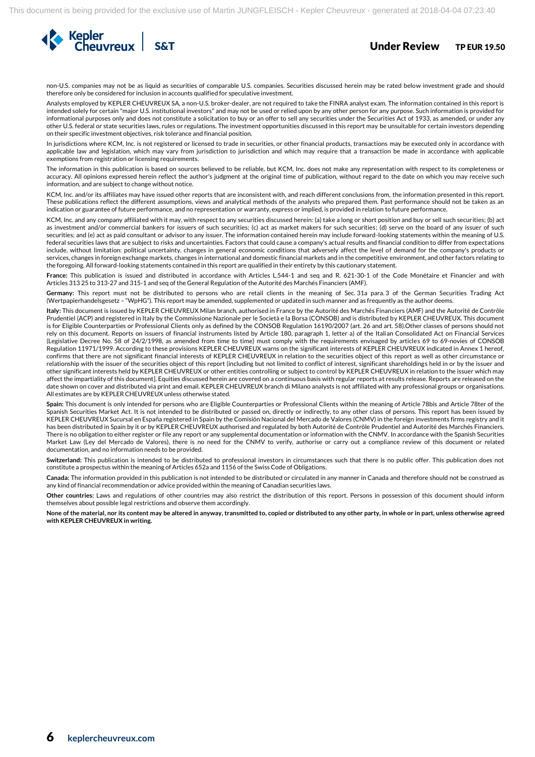non-U.S. companies may not be as liquid as securities of comparable U.S. companies. Securities discussed herein may be rated below investment grade and should therefore only be considered for inclusion in accounts qualified for speculative investment.

Analysts employed by KEPLER CHEUVREUX SA, a non-U.S. broker-dealer, are not required to take the FINRA analyst exam. The information contained in this report is intended solely for certain "major U.S. institutional investors" and may not be used or relied upon by any other person for any purpose. Such information is provided for informational purposes only and does not constitute a solicitation to buy or an offer to sell any securities under the Securities Act of 1933, as amended, or under any other U.S. federal or state securities laws, rules or regulations. The investment opportunities discussed in this report may be unsuitable for certain investors depending on their specific investment objectives, risk tolerance and financial position.

In jurisdictions where KCM, Inc. is not registered or licensed to trade in securities, or other financial products, transactions may be executed only in accordance with applicable law and legislation, which may vary from jurisdiction to jurisdiction and which may require that a transaction be made in accordance with applicable exemptions from registration or licensing requirements.

The information in this publication is based on sources believed to be reliable, but KCM, Inc. does not make any representation with respect to its completeness or accuracy. All opinions expressed herein reflect the author's judgment at the original time of publication, without regard to the date on which you may receive such information, and are subject to change without notice.

KCM, Inc. and/or its affiliates may have issued other reports that are inconsistent with, and reach different conclusions from, the information presented in this report. These publications reflect the different assumptions, views and analytical methods of the analysts who prepared them. Past performance should not be taken as an indication or guarantee of future performance, and no representation or warranty, express or implied, is provided in relation to future performance.

KCM, Inc. and any company affiliated with it may, with respect to any securities discussed herein: (a) take a long or short position and buy or sell such securities; (b) act as investment and/or commercial bankers for issuers of such securities; (c) act as market makers for such securities; (d) serve on the board of any issuer of such securities; and (e) act as paid consultant or advisor to any issuer. The information contained herein may include forward-looking statements within the meaning of U.S. federal securities laws that are subject to risks and uncertainties. Factors that could cause a company's actual results and financial condition to differ from expectations include, without limitation: political uncertainty, changes in general economic conditions that adversely affect the level of demand for the company's products or services, changes in foreign exchange markets, changes in international and domestic financial markets and in the competitive environment, and other factors relating to the foregoing. All forward-looking statements contained in this report are qualified in their entirety by this cautionary statement.

**France:** This publication is issued and distributed in accordance with Articles L.544-1 and seq and R. 621-30-1 of the Code Monétaire et Financier and with Articles 313 25 to 313-27 and 315-1 and seq of the General Regulation of the Autorité des Marchés Financiers (AMF).

**Germany:** This report must not be distributed to persons who are retail clients in the meaning of Sec. 31a para. 3 of the German Securities Trading Act (Wertpapierhandelsgesetz – "WpHG"). This report may be amended, supplemented or updated in such manner and as frequently as the author deems.

**Italy:** This document is issued by KEPLER CHEUVREUX Milan branch, authorised in France by the Autorité des Marchés Financiers (AMF) and the Autorité de Contrôle Prudentiel (ACP) and registered in Italy by the Commissione Nazionale per le Società e la Borsa (CONSOB) and is distributed by KEPLER CHEUVREUX. This document is for Eligible Counterparties or Professional Clients only as defined by the CONSOB Regulation 16190/2007 (art. 26 and art. 58).Other classes of persons should not rely on this document. Reports on issuers of financial instruments listed by Article 180, paragraph 1, letter a) of the Italian Consolidated Act on Financial Services (Legislative Decree No. 58 of 24/2/1998, as amended from time to time) must comply with the requirements envisaged by articles 69 to 69-novies of CONSOB Regulation 11971/1999. According to these provisions KEPLER CHEUVREUX warns on the significant interests of KEPLER CHEUVREUX indicated in Annex 1 hereof, confirms that there are not significant financial interests of KEPLER CHEUVREUX in relation to the securities object of this report as well as other circumstance or relationship with the issuer of the securities object of this report (including but not limited to conflict of interest, significant shareholdings held in or by the issuer and other significant interests held by KEPLER CHEUVREUX or other entities controlling or subject to control by KEPLER CHEUVREUX in relation to the issuer which may affect the impartiality of this document]. Equities discussed herein are covered on a continuous basis with regular reports at results release. Reports are released on the date shown on cover and distributed via print and email. KEPLER CHEUVREUX branch di Milano analysts is not affiliated with any professional groups or organisations. All estimates are by KEPLER CHEUVREUX unless otherwise stated.

**Spain:** This document is only intended for persons who are Eligible Counterparties or Professional Clients within the meaning of Article 78bis and Article 78ter of the Spanish Securities Market Act. It is not intended to be distributed or passed on, directly or indirectly, to any other class of persons. This report has been issued by KEPLER CHEUVREUX Sucursal en España registered in Spain by the Comisión Nacional del Mercado de Valores (CNMV) in the foreign investments firms registry and it has been distributed in Spain by it or by KEPLER CHEUVREUX authorised and regulated by both Autorité de Contrôle Prudentiel and Autorité des Marchés Financiers. There is no obligation to either register or file any report or any supplemental documentation or information with the CNMV. In accordance with the Spanish Securities Market Law (Ley del Mercado de Valores), there is no need for the CNMV to verify, authorise or carry out a compliance review of this document or related documentation, and no information needs to be provided.

**Switzerland:** This publication is intended to be distributed to professional investors in circumstances such that there is no public offer. This publication does not constitute a prospectus within the meaning of Articles 652a and 1156 of the Swiss Code of Obligations.

**Canada:** The information provided in this publication is not intended to be distributed or circulated in any manner in Canada and therefore should not be construed as any kind of financial recommendation or advice provided within the meaning of Canadian securities laws.

**Other countries:** Laws and regulations of other countries may also restrict the distribution of this report. Persons in possession of this document should inform themselves about possible legal restrictions and observe them accordingly.

**None of the material, nor its content may be altered in anyway, transmitted to, copied or distributed to any other party, in whole or in part, unless otherwise agreed with KEPLER CHEUVREUX in writing.**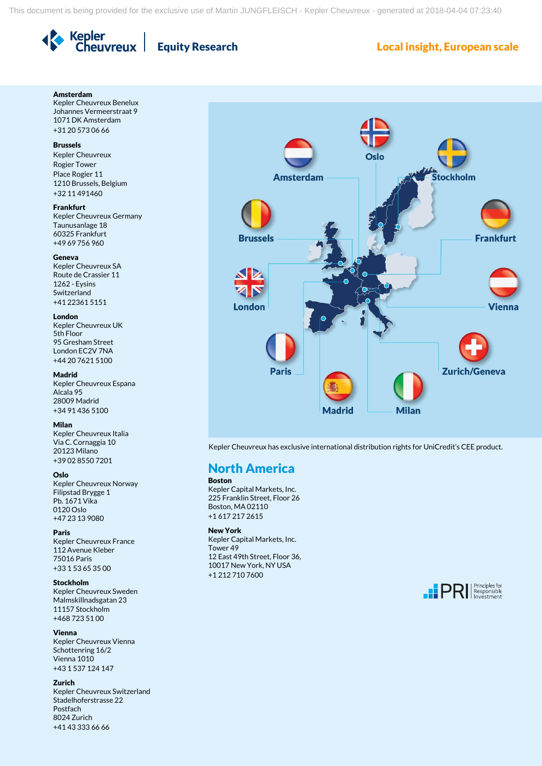**Equity Research**

**Local insight, European scale**

**Amsterdam**
Kepler Cheuvreux Benelux
Johannes Vermeerstraat 9
1071 DK Amsterdam
+31 20 573 06 66

**Brussels**
Kepler Cheuvreux
Rogier Tower
Place Rogier 11
1210 Brussels, Belgium
+32 11 491460

**Frankfurt**
Kepler Cheuvreux Germany
Taunusanlage 18
60325 Frankfurt
+49 69 756 960

**Geneva**
Kepler Cheuvreux SA
Route de Crassier 11
1262 - Eysins
Switzerland
+41 22361 5151

**London**
Kepler Cheuvreux UK
5th Floor
95 Gresham Street
London EC2V 7NA
+44 20 7621 5100

**Madrid**
Kepler Cheuvreux Espana
Alcala 95
28009 Madrid
+34 91 436 5100

**Milan**
Kepler Cheuvreux Italia
Via C. Cornaggia 10
20123 Milano
+39 02 8550 7201

**Oslo**
Kepler Cheuvreux Norway
Filipstad Brygge 1
Pb. 1671 Vika
0120 Oslo
+47 23 13 9080

**Paris**
Kepler Cheuvreux France
112 Avenue Kleber
75016 Paris
+33 1 53 65 35 00

**Stockholm**
Kepler Cheuvreux Sweden
Malmskillnadsgatan 23
11157 Stockholm
+468 723 51 00

**Vienna**
Kepler Cheuvreux Vienna
Schottenring 16/2
Vienna 1010
+43 1 537 124 147

**Zurich**
Kepler Cheuvreux Switzerland
Stadelhoferstrasse 22
Postfach
8024 Zurich
+41 43 333 66 66

Oslo
Amsterdam
Stockholm
Brussels
Frankfurt
London
Vienna
Paris
Zurich/Geneva
Madrid
Milan

Kepler Cheuvreux has exclusive international distribution rights for UniCredit's CEE product.

## North America

**Boston**
Kepler Capital Markets, Inc.
225 Franklin Street, Floor 26
Boston, MA 02110
+1 617 217 2615

**New York**
Kepler Capital Markets, Inc.
Tower 49
12 East 49th Street, Floor 36,
10017 New York, NY USA
+1 212 710 7600

PRI Principles for Responsible Investment